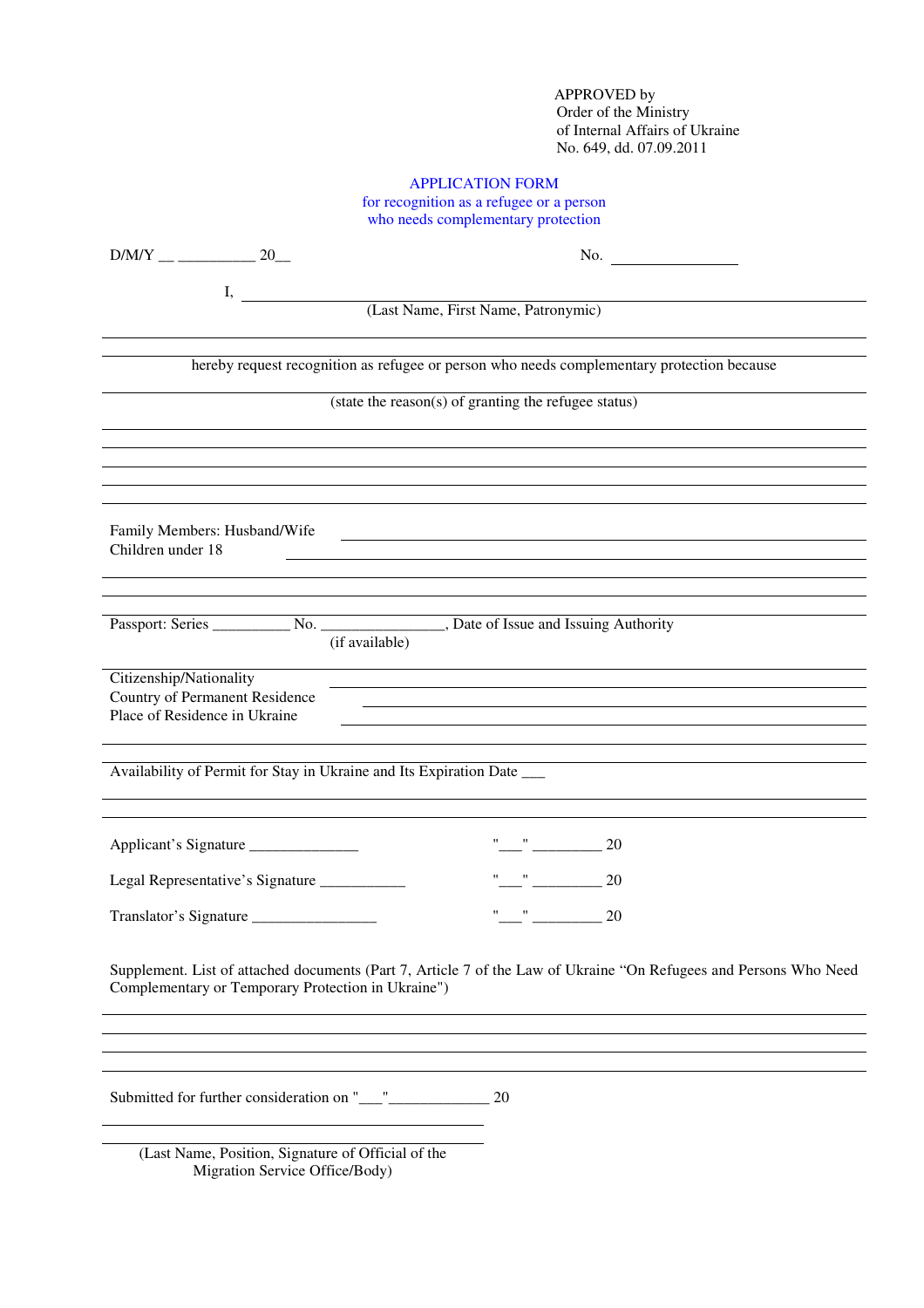APPROVED by
Order of the Ministry
of Internal Affairs of Ukraine
No. 649, dd. 07.09.2011

# APPLICATION FORM
## for recognition as a refugee or a person who needs complementary protection

D/M/Y __ __________ 20__                                        No. ________________

I, ______________________________________________________________
(Last Name, First Name, Patronymic)

______________________________________________________________

______________________________________________________________

hereby request recognition as refugee or person who needs complementary protection because

______________________________________________________________
(state the reason(s) of granting the refugee status)

______________________________________________________________

______________________________________________________________

______________________________________________________________

______________________________________________________________

______________________________________________________________

Family Members: Husband/Wife ______________________________________________

Children under 18 ______________________________________________

______________________________________________________________

______________________________________________________________

Passport: Series __________ No. ________________, Date of Issue and Issuing Authority
(if available)

______________________________________________________________

Citizenship/Nationality ______________________________________________

Country of Permanent Residence ______________________________________________

Place of Residence in Ukraine ______________________________________________

______________________________________________________________

______________________________________________________________

Availability of Permit for Stay in Ukraine and Its Expiration Date ___

______________________________________________________________

______________________________________________________________

Applicant's Signature ______________          "___" _________ 20

Legal Representative's Signature ___________          "___" _________ 20

Translator's Signature ________________          "___" _________ 20

Supplement. List of attached documents (Part 7, Article 7 of the Law of Ukraine "On Refugees and Persons Who Need Complementary or Temporary Protection in Ukraine")

______________________________________________________________

______________________________________________________________

______________________________________________________________

______________________________________________________________

Submitted for further consideration on "___"_____________ 20

______________________________________________

______________________________________________
(Last Name, Position, Signature of Official of the Migration Service Office/Body)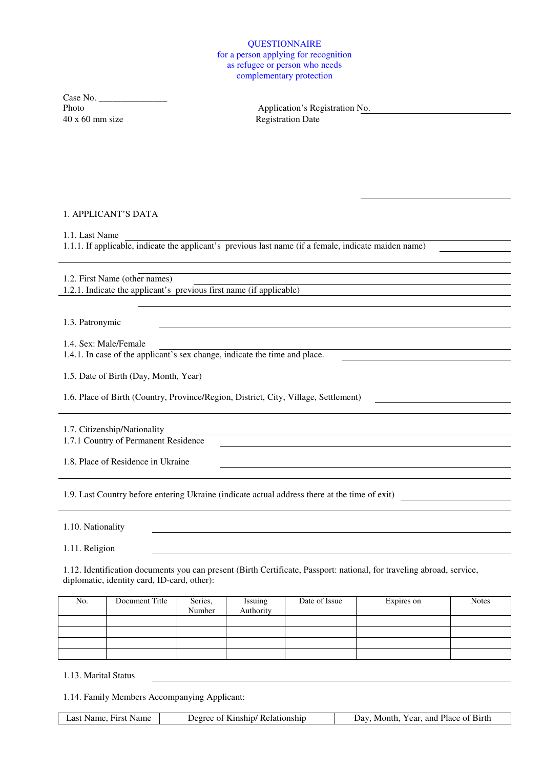QUESTIONNAIRE
for a person applying for recognition
as refugee or person who needs
complementary protection

Case No. _______________

Photo
40 x 60 mm size

Application's Registration No. _______________

Registration Date _______________

1. APPLICANT'S DATA

1.1. Last Name _______________

1.1.1. If applicable, indicate the applicant's previous last name (if a female, indicate maiden name) _______________

1.2. First Name (other names) _______________

1.2.1. Indicate the applicant's previous first name (if applicable) _______________

1.3. Patronymic _______________

1.4. Sex: Male/Female _______________

1.4.1. In case of the applicant's sex change, indicate the time and place. _______________

1.5. Date of Birth (Day, Month, Year)

1.6. Place of Birth (Country, Province/Region, District, City, Village, Settlement) _______________

1.7. Citizenship/Nationality _______________

1.7.1 Country of Permanent Residence _______________

1.8. Place of Residence in Ukraine _______________

1.9. Last Country before entering Ukraine (indicate actual address there at the time of exit) _______________

1.10. Nationality _______________

1.11. Religion _______________

1.12. Identification documents you can present (Birth Certificate, Passport: national, for traveling abroad, service, diplomatic, identity card, ID-card, other):

| No. | Document Title | Series, Number | Issuing Authority | Date of Issue | Expires on | Notes |
|---|---|---|---|---|---|---|
| | | | | | | |
| | | | | | | |
| | | | | | | |
| | | | | | | |

1.13. Marital Status _______________

1.14. Family Members Accompanying Applicant:

| Last Name, First Name | Degree of Kinship/ Relationship | Day, Month, Year, and Place of Birth |
|---|---|---|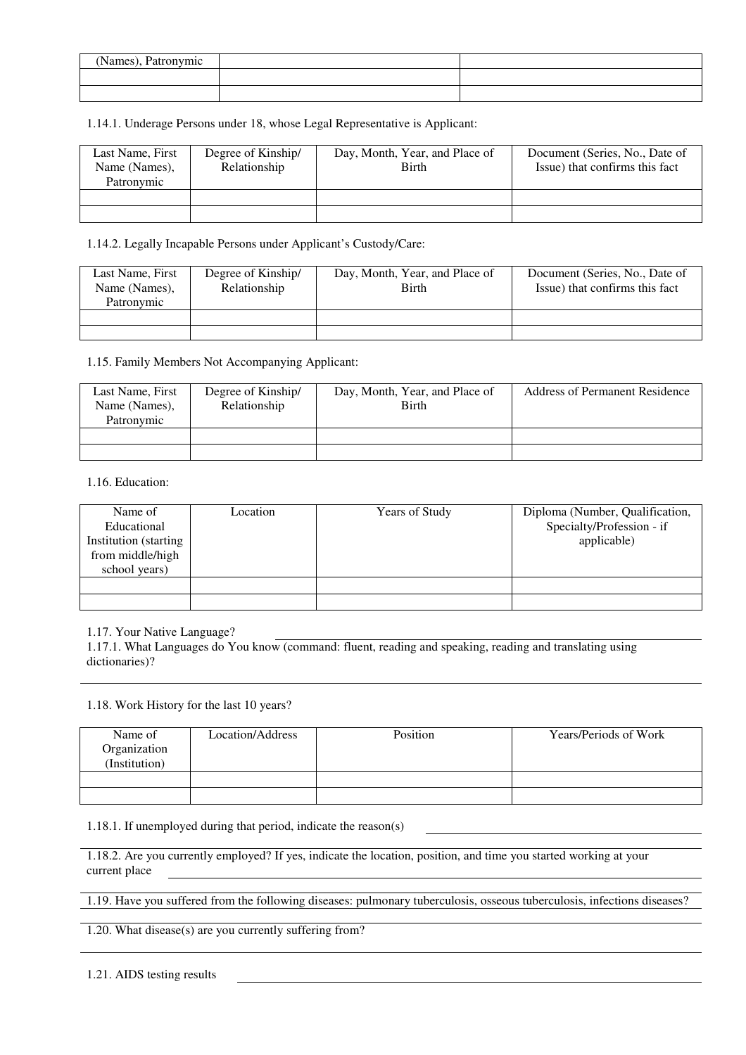| (Names), Patronymic | | |
|---|---|---|
| | | |
| | | |

1.14.1. Underage Persons under 18, whose Legal Representative is Applicant:

| Last Name, First Name (Names), Patronymic | Degree of Kinship/ Relationship | Day, Month, Year, and Place of Birth | Document (Series, No., Date of Issue) that confirms this fact |
|---|---|---|---|
| | | | |
| | | | |

1.14.2. Legally Incapable Persons under Applicant's Custody/Care:

| Last Name, First Name (Names), Patronymic | Degree of Kinship/ Relationship | Day, Month, Year, and Place of Birth | Document (Series, No., Date of Issue) that confirms this fact |
|---|---|---|---|
| | | | |
| | | | |

1.15. Family Members Not Accompanying Applicant:

| Last Name, First Name (Names), Patronymic | Degree of Kinship/ Relationship | Day, Month, Year, and Place of Birth | Address of Permanent Residence |
|---|---|---|---|
| | | | |
| | | | |

1.16. Education:

| Name of Educational Institution (starting from middle/high school years) | Location | Years of Study | Diploma (Number, Qualification, Specialty/Profession - if applicable) |
|---|---|---|---|
| | | | |
| | | | |

1.17. Your Native Language? \_\_\_\_\_\_\_\_\_\_\_\_\_\_\_\_\_\_\_\_\_\_\_\_\_\_\_\_\_\_

1.17.1. What Languages do You know (command: fluent, reading and speaking, reading and translating using dictionaries)?

\_\_\_\_\_\_\_\_\_\_\_\_\_\_\_\_\_\_\_\_\_\_\_\_\_\_\_\_\_\_\_\_\_\_\_\_\_\_\_\_\_\_\_\_\_\_\_\_\_\_\_\_\_\_\_\_

1.18. Work History for the last 10 years?

| Name of Organization (Institution) | Location/Address | Position | Years/Periods of Work |
|---|---|---|---|
| | | | |
| | | | |

1.18.1. If unemployed during that period, indicate the reason(s) \_\_\_\_\_\_\_\_\_\_\_\_\_\_\_\_\_\_\_\_\_\_\_\_\_\_\_\_\_\_

1.18.2. Are you currently employed? If yes, indicate the location, position, and time you started working at your current place \_\_\_\_\_\_\_\_\_\_\_\_\_\_\_\_\_\_\_\_\_\_\_\_\_\_\_\_\_\_

1.19. Have you suffered from the following diseases: pulmonary tuberculosis, osseous tuberculosis, infections diseases?

\_\_\_\_\_\_\_\_\_\_\_\_\_\_\_\_\_\_\_\_\_\_\_\_\_\_\_\_\_\_\_\_\_\_\_\_\_\_\_\_\_\_\_\_\_\_\_\_\_\_\_\_\_\_\_\_

1.20. What disease(s) are you currently suffering from?

\_\_\_\_\_\_\_\_\_\_\_\_\_\_\_\_\_\_\_\_\_\_\_\_\_\_\_\_\_\_\_\_\_\_\_\_\_\_\_\_\_\_\_\_\_\_\_\_\_\_\_\_\_\_\_\_

1.21. AIDS testing results \_\_\_\_\_\_\_\_\_\_\_\_\_\_\_\_\_\_\_\_\_\_\_\_\_\_\_\_\_\_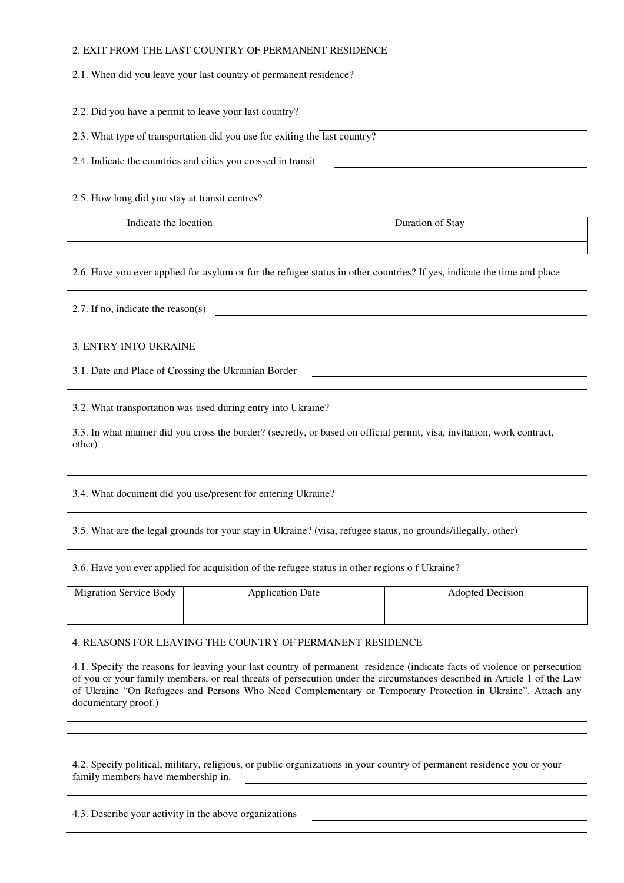## 2. EXIT FROM THE LAST COUNTRY OF PERMANENT RESIDENCE

2.1. When did you leave your last country of permanent residence? \_\_\_\_\_\_\_\_\_\_\_\_\_\_\_\_\_\_\_\_\_\_\_\_\_\_\_\_\_\_

2.2. Did you have a permit to leave your last country? \_\_\_\_\_\_\_\_\_\_\_\_\_\_\_\_\_\_\_\_\_\_\_\_\_\_\_\_\_\_

2.3. What type of transportation did you use for exiting the last country? \_\_\_\_\_\_\_\_\_\_\_\_\_\_\_\_\_\_\_\_\_\_\_\_\_\_\_\_\_\_

2.4. Indicate the countries and cities you crossed in transit \_\_\_\_\_\_\_\_\_\_\_\_\_\_\_\_\_\_\_\_\_\_\_\_\_\_\_\_\_\_

2.5. How long did you stay at transit centres?

| Indicate the location | Duration of Stay |
|---|---|
| | |

2.6. Have you ever applied for asylum or for the refugee status in other countries? If yes, indicate the time and place \_\_\_\_\_\_\_\_\_\_\_\_\_\_\_\_\_\_\_\_\_\_\_\_\_\_\_\_\_\_

2.7. If no, indicate the reason(s) \_\_\_\_\_\_\_\_\_\_\_\_\_\_\_\_\_\_\_\_\_\_\_\_\_\_\_\_\_\_

## 3. ENTRY INTO UKRAINE

3.1. Date and Place of Crossing the Ukrainian Border \_\_\_\_\_\_\_\_\_\_\_\_\_\_\_\_\_\_\_\_\_\_\_\_\_\_\_\_\_\_

3.2. What transportation was used during entry into Ukraine? \_\_\_\_\_\_\_\_\_\_\_\_\_\_\_\_\_\_\_\_\_\_\_\_\_\_\_\_\_\_

3.3. In what manner did you cross the border? (secretly, or based on official permit, visa, invitation, work contract, other) \_\_\_\_\_\_\_\_\_\_\_\_\_\_\_\_\_\_\_\_\_\_\_\_\_\_\_\_\_\_

3.4. What document did you use/present for entering Ukraine? \_\_\_\_\_\_\_\_\_\_\_\_\_\_\_\_\_\_\_\_\_\_\_\_\_\_\_\_\_\_

3.5. What are the legal grounds for your stay in Ukraine? (visa, refugee status, no grounds/illegally, other) \_\_\_\_\_\_\_\_\_\_\_\_\_\_\_\_\_\_\_\_\_\_\_\_\_\_\_\_\_\_

3.6. Have you ever applied for acquisition of the refugee status in other regions o f Ukraine?

| Migration Service Body | Application Date | Adopted Decision |
|---|---|---|
| | | |
| | | |

## 4. REASONS FOR LEAVING THE COUNTRY OF PERMANENT RESIDENCE

4.1. Specify the reasons for leaving your last country of permanent residence (indicate facts of violence or persecution of you or your family members, or real threats of persecution under the circumstances described in Article 1 of the Law of Ukraine "On Refugees and Persons Who Need Complementary or Temporary Protection in Ukraine". Attach any documentary proof.)

\_\_\_\_\_\_\_\_\_\_\_\_\_\_\_\_\_\_\_\_\_\_\_\_\_\_\_\_\_\_

4.2. Specify political, military, religious, or public organizations in your country of permanent residence you or your family members have membership in. \_\_\_\_\_\_\_\_\_\_\_\_\_\_\_\_\_\_\_\_\_\_\_\_\_\_\_\_\_\_

4.3. Describe your activity in the above organizations \_\_\_\_\_\_\_\_\_\_\_\_\_\_\_\_\_\_\_\_\_\_\_\_\_\_\_\_\_\_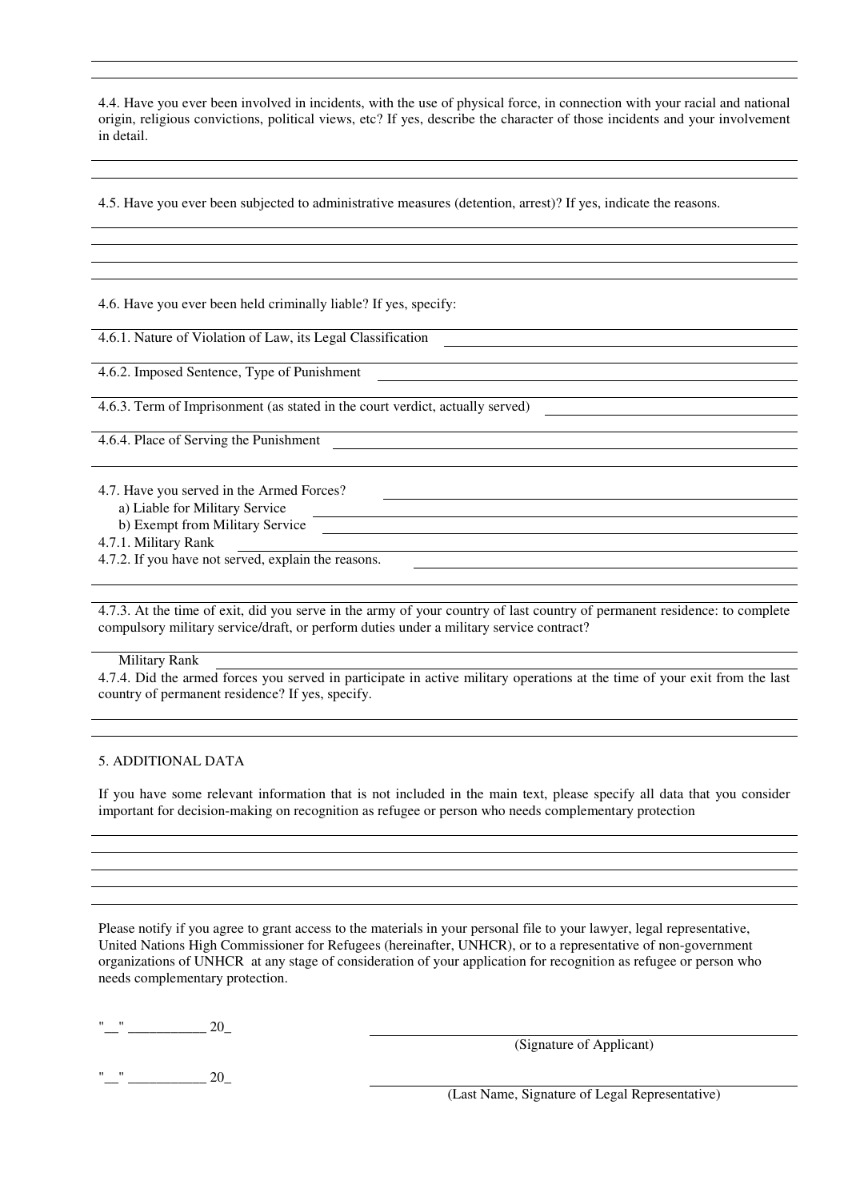4.4. Have you ever been involved in incidents, with the use of physical force, in connection with your racial and national origin, religious convictions, political views, etc? If yes, describe the character of those incidents and your involvement in detail.

4.5. Have you ever been subjected to administrative measures (detention, arrest)? If yes, indicate the reasons.

4.6. Have you ever been held criminally liable? If yes, specify:

4.6.1. Nature of Violation of Law, its Legal Classification

4.6.2. Imposed Sentence, Type of Punishment

4.6.3. Term of Imprisonment (as stated in the court verdict, actually served)

4.6.4. Place of Serving the Punishment

4.7. Have you served in the Armed Forces?

a) Liable for Military Service

b) Exempt from Military Service

4.7.1. Military Rank

4.7.2. If you have not served, explain the reasons.

4.7.3. At the time of exit, did you serve in the army of your country of last country of permanent residence: to complete compulsory military service/draft, or perform duties under a military service contract?

Military Rank

4.7.4. Did the armed forces you served in participate in active military operations at the time of your exit from the last country of permanent residence? If yes, specify.

## 5. ADDITIONAL DATA

If you have some relevant information that is not included in the main text, please specify all data that you consider important for decision-making on recognition as refugee or person who needs complementary protection

Please notify if you agree to grant access to the materials in your personal file to your lawyer, legal representative, United Nations High Commissioner for Refugees (hereinafter, UNHCR), or to a representative of non-government organizations of UNHCR at any stage of consideration of your application for recognition as refugee or person who needs complementary protection.

"__" ___________ 20_

(Signature of Applicant)

"__" ___________ 20_

(Last Name, Signature of Legal Representative)